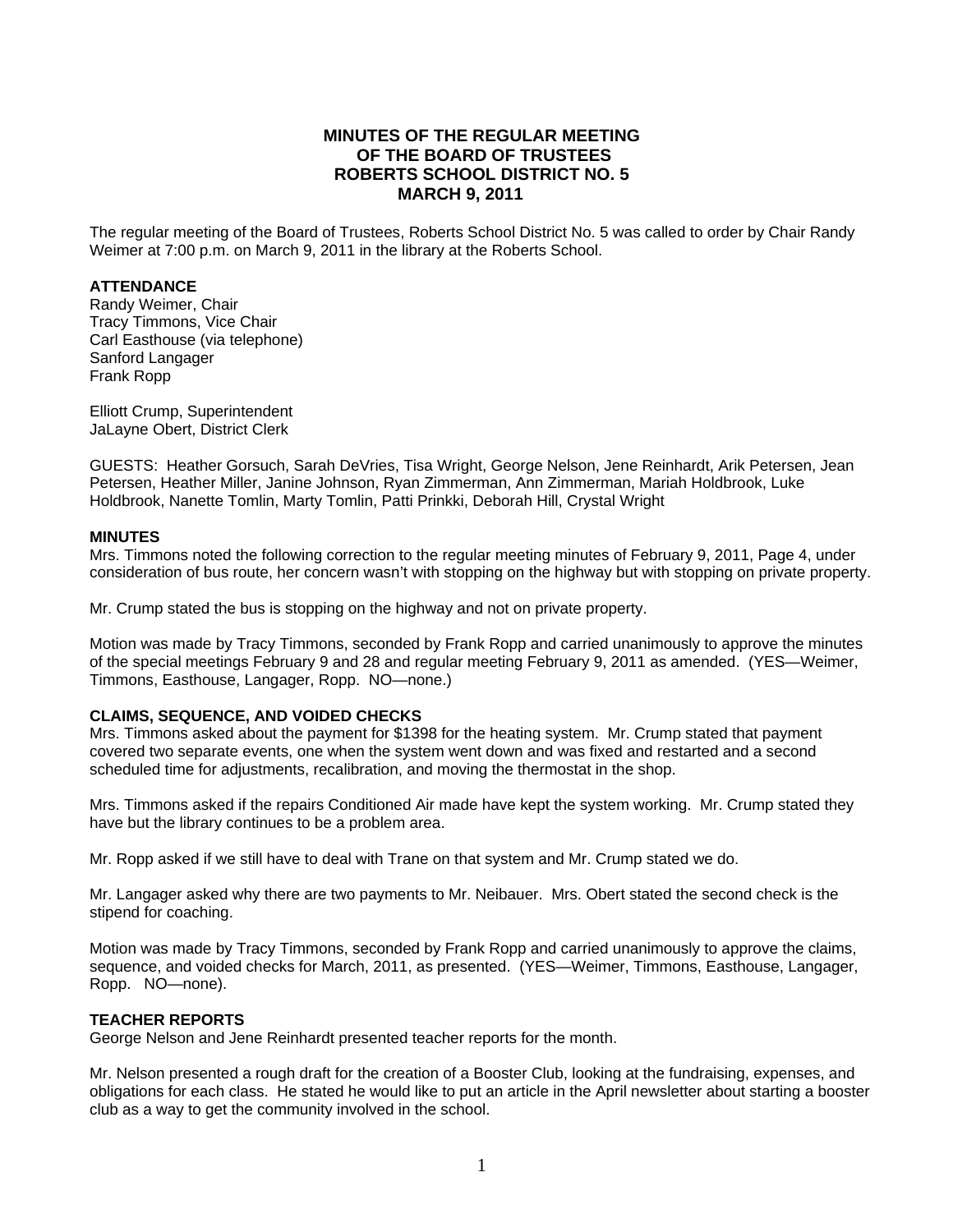# MINUTES OF THE REGULAR MEETING OF THE BOARD OF TRUSTEES ROBERTS SCHOOL DISTRICT NO. 5 MARCH 9, 2011

The regular meeting of the Board of Trustees, Roberts School District No. 5 was called to order by Chair Randy Weimer at 7:00 p.m. on March 9, 2011 in the library at the Roberts School.

**ATTENDANCE**

Randy Weimer, Chair
Tracy Timmons, Vice Chair
Carl Easthouse (via telephone)
Sanford Langager
Frank Ropp

Elliott Crump, Superintendent
JaLayne Obert, District Clerk

GUESTS: Heather Gorsuch, Sarah DeVries, Tisa Wright, George Nelson, Jene Reinhardt, Arik Petersen, Jean Petersen, Heather Miller, Janine Johnson, Ryan Zimmerman, Ann Zimmerman, Mariah Holdbrook, Luke Holdbrook, Nanette Tomlin, Marty Tomlin, Patti Prinkki, Deborah Hill, Crystal Wright

**MINUTES**

Mrs. Timmons noted the following correction to the regular meeting minutes of February 9, 2011, Page 4, under consideration of bus route, her concern wasn't with stopping on the highway but with stopping on private property.

Mr. Crump stated the bus is stopping on the highway and not on private property.

Motion was made by Tracy Timmons, seconded by Frank Ropp and carried unanimously to approve the minutes of the special meetings February 9 and 28 and regular meeting February 9, 2011 as amended. (YES—Weimer, Timmons, Easthouse, Langager, Ropp. NO—none.)

**CLAIMS, SEQUENCE, AND VOIDED CHECKS**

Mrs. Timmons asked about the payment for $1398 for the heating system. Mr. Crump stated that payment covered two separate events, one when the system went down and was fixed and restarted and a second scheduled time for adjustments, recalibration, and moving the thermostat in the shop.

Mrs. Timmons asked if the repairs Conditioned Air made have kept the system working. Mr. Crump stated they have but the library continues to be a problem area.

Mr. Ropp asked if we still have to deal with Trane on that system and Mr. Crump stated we do.

Mr. Langager asked why there are two payments to Mr. Neibauer. Mrs. Obert stated the second check is the stipend for coaching.

Motion was made by Tracy Timmons, seconded by Frank Ropp and carried unanimously to approve the claims, sequence, and voided checks for March, 2011, as presented. (YES—Weimer, Timmons, Easthouse, Langager, Ropp. NO—none).

**TEACHER REPORTS**

George Nelson and Jene Reinhardt presented teacher reports for the month.

Mr. Nelson presented a rough draft for the creation of a Booster Club, looking at the fundraising, expenses, and obligations for each class. He stated he would like to put an article in the April newsletter about starting a booster club as a way to get the community involved in the school.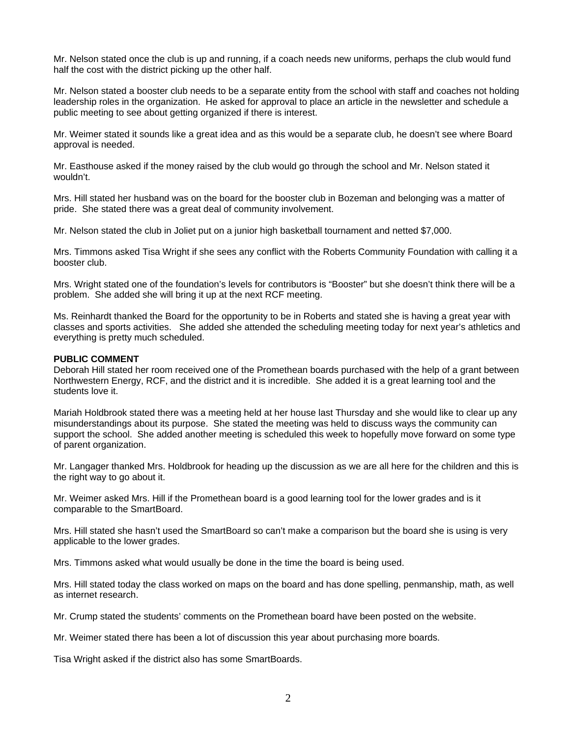Mr. Nelson stated once the club is up and running, if a coach needs new uniforms, perhaps the club would fund half the cost with the district picking up the other half.

Mr. Nelson stated a booster club needs to be a separate entity from the school with staff and coaches not holding leadership roles in the organization. He asked for approval to place an article in the newsletter and schedule a public meeting to see about getting organized if there is interest.

Mr. Weimer stated it sounds like a great idea and as this would be a separate club, he doesn't see where Board approval is needed.

Mr. Easthouse asked if the money raised by the club would go through the school and Mr. Nelson stated it wouldn't.

Mrs. Hill stated her husband was on the board for the booster club in Bozeman and belonging was a matter of pride. She stated there was a great deal of community involvement.

Mr. Nelson stated the club in Joliet put on a junior high basketball tournament and netted $7,000.

Mrs. Timmons asked Tisa Wright if she sees any conflict with the Roberts Community Foundation with calling it a booster club.

Mrs. Wright stated one of the foundation's levels for contributors is "Booster" but she doesn't think there will be a problem. She added she will bring it up at the next RCF meeting.

Ms. Reinhardt thanked the Board for the opportunity to be in Roberts and stated she is having a great year with classes and sports activities. She added she attended the scheduling meeting today for next year's athletics and everything is pretty much scheduled.

**PUBLIC COMMENT**

Deborah Hill stated her room received one of the Promethean boards purchased with the help of a grant between Northwestern Energy, RCF, and the district and it is incredible. She added it is a great learning tool and the students love it.

Mariah Holdbrook stated there was a meeting held at her house last Thursday and she would like to clear up any misunderstandings about its purpose. She stated the meeting was held to discuss ways the community can support the school. She added another meeting is scheduled this week to hopefully move forward on some type of parent organization.

Mr. Langager thanked Mrs. Holdbrook for heading up the discussion as we are all here for the children and this is the right way to go about it.

Mr. Weimer asked Mrs. Hill if the Promethean board is a good learning tool for the lower grades and is it comparable to the SmartBoard.

Mrs. Hill stated she hasn't used the SmartBoard so can't make a comparison but the board she is using is very applicable to the lower grades.

Mrs. Timmons asked what would usually be done in the time the board is being used.

Mrs. Hill stated today the class worked on maps on the board and has done spelling, penmanship, math, as well as internet research.

Mr. Crump stated the students' comments on the Promethean board have been posted on the website.

Mr. Weimer stated there has been a lot of discussion this year about purchasing more boards.

Tisa Wright asked if the district also has some SmartBoards.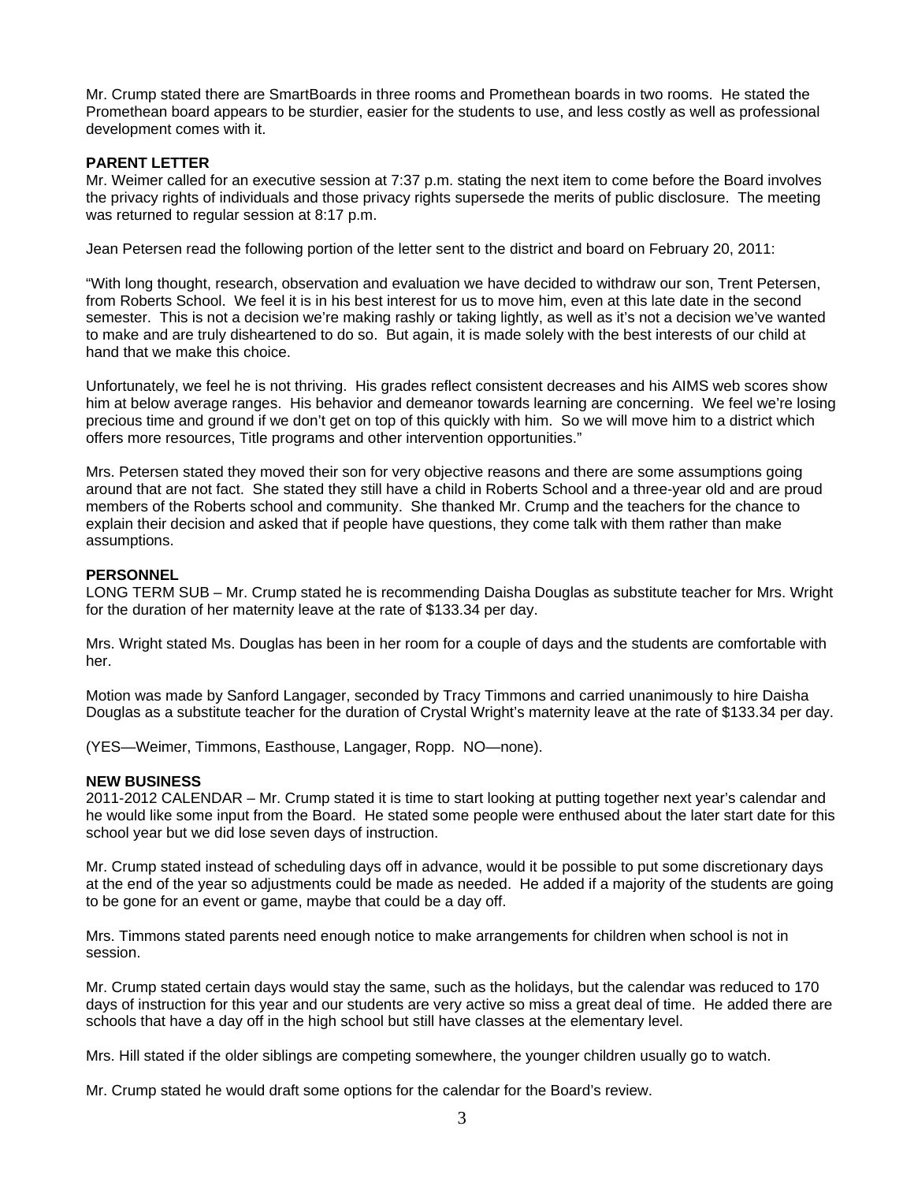Mr. Crump stated there are SmartBoards in three rooms and Promethean boards in two rooms. He stated the Promethean board appears to be sturdier, easier for the students to use, and less costly as well as professional development comes with it.

**PARENT LETTER**

Mr. Weimer called for an executive session at 7:37 p.m. stating the next item to come before the Board involves the privacy rights of individuals and those privacy rights supersede the merits of public disclosure. The meeting was returned to regular session at 8:17 p.m.

Jean Petersen read the following portion of the letter sent to the district and board on February 20, 2011:

"With long thought, research, observation and evaluation we have decided to withdraw our son, Trent Petersen, from Roberts School. We feel it is in his best interest for us to move him, even at this late date in the second semester. This is not a decision we're making rashly or taking lightly, as well as it's not a decision we've wanted to make and are truly disheartened to do so. But again, it is made solely with the best interests of our child at hand that we make this choice.

Unfortunately, we feel he is not thriving. His grades reflect consistent decreases and his AIMS web scores show him at below average ranges. His behavior and demeanor towards learning are concerning. We feel we're losing precious time and ground if we don't get on top of this quickly with him. So we will move him to a district which offers more resources, Title programs and other intervention opportunities."

Mrs. Petersen stated they moved their son for very objective reasons and there are some assumptions going around that are not fact. She stated they still have a child in Roberts School and a three-year old and are proud members of the Roberts school and community. She thanked Mr. Crump and the teachers for the chance to explain their decision and asked that if people have questions, they come talk with them rather than make assumptions.

**PERSONNEL**

LONG TERM SUB – Mr. Crump stated he is recommending Daisha Douglas as substitute teacher for Mrs. Wright for the duration of her maternity leave at the rate of $133.34 per day.

Mrs. Wright stated Ms. Douglas has been in her room for a couple of days and the students are comfortable with her.

Motion was made by Sanford Langager, seconded by Tracy Timmons and carried unanimously to hire Daisha Douglas as a substitute teacher for the duration of Crystal Wright's maternity leave at the rate of $133.34 per day.

(YES—Weimer, Timmons, Easthouse, Langager, Ropp. NO—none).

**NEW BUSINESS**

2011-2012 CALENDAR – Mr. Crump stated it is time to start looking at putting together next year's calendar and he would like some input from the Board. He stated some people were enthused about the later start date for this school year but we did lose seven days of instruction.

Mr. Crump stated instead of scheduling days off in advance, would it be possible to put some discretionary days at the end of the year so adjustments could be made as needed. He added if a majority of the students are going to be gone for an event or game, maybe that could be a day off.

Mrs. Timmons stated parents need enough notice to make arrangements for children when school is not in session.

Mr. Crump stated certain days would stay the same, such as the holidays, but the calendar was reduced to 170 days of instruction for this year and our students are very active so miss a great deal of time. He added there are schools that have a day off in the high school but still have classes at the elementary level.

Mrs. Hill stated if the older siblings are competing somewhere, the younger children usually go to watch.

Mr. Crump stated he would draft some options for the calendar for the Board's review.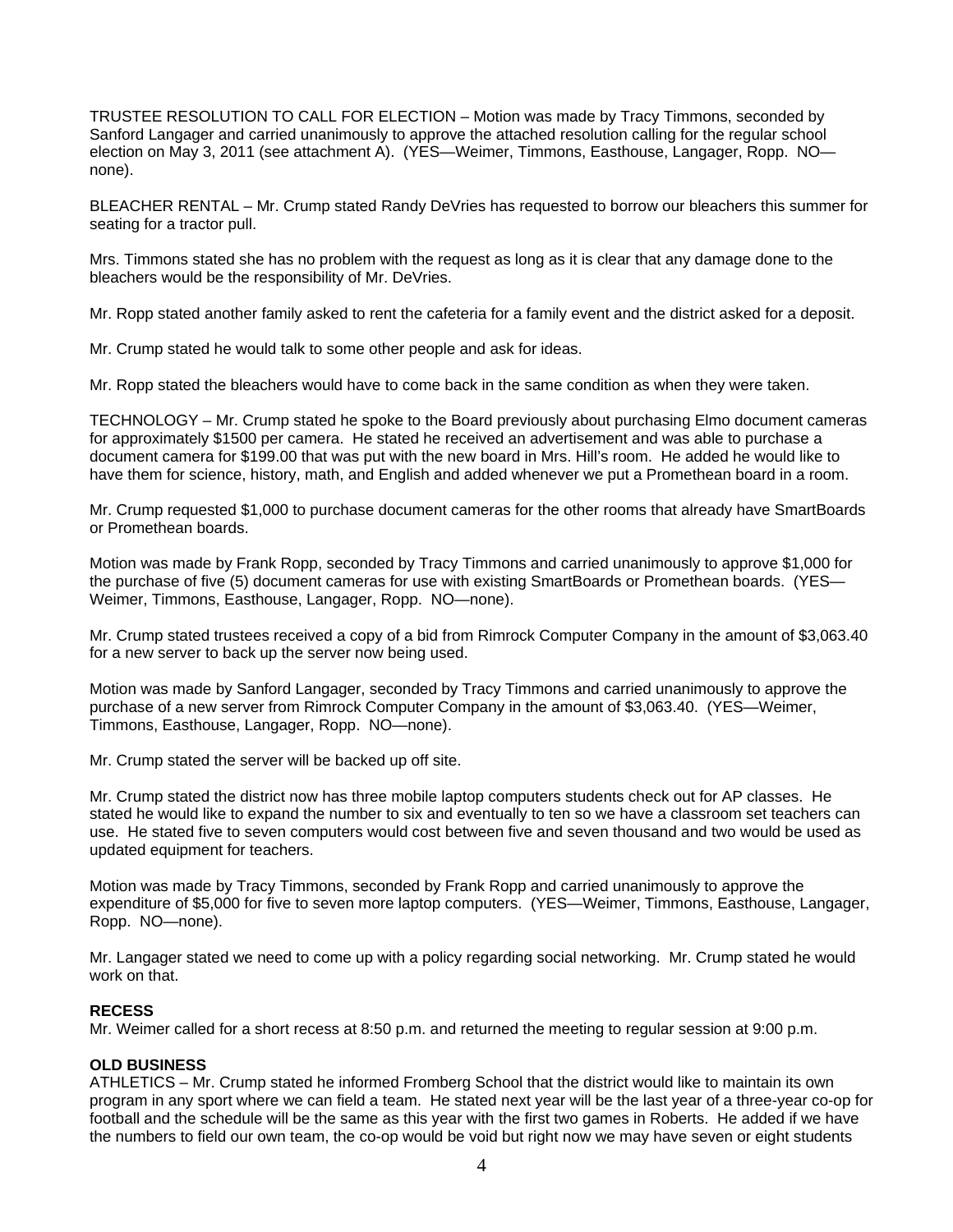TRUSTEE RESOLUTION TO CALL FOR ELECTION – Motion was made by Tracy Timmons, seconded by Sanford Langager and carried unanimously to approve the attached resolution calling for the regular school election on May 3, 2011 (see attachment A). (YES—Weimer, Timmons, Easthouse, Langager, Ropp. NO—none).

BLEACHER RENTAL – Mr. Crump stated Randy DeVries has requested to borrow our bleachers this summer for seating for a tractor pull.

Mrs. Timmons stated she has no problem with the request as long as it is clear that any damage done to the bleachers would be the responsibility of Mr. DeVries.

Mr. Ropp stated another family asked to rent the cafeteria for a family event and the district asked for a deposit.

Mr. Crump stated he would talk to some other people and ask for ideas.

Mr. Ropp stated the bleachers would have to come back in the same condition as when they were taken.

TECHNOLOGY – Mr. Crump stated he spoke to the Board previously about purchasing Elmo document cameras for approximately $1500 per camera. He stated he received an advertisement and was able to purchase a document camera for $199.00 that was put with the new board in Mrs. Hill's room. He added he would like to have them for science, history, math, and English and added whenever we put a Promethean board in a room.

Mr. Crump requested $1,000 to purchase document cameras for the other rooms that already have SmartBoards or Promethean boards.

Motion was made by Frank Ropp, seconded by Tracy Timmons and carried unanimously to approve $1,000 for the purchase of five (5) document cameras for use with existing SmartBoards or Promethean boards. (YES—Weimer, Timmons, Easthouse, Langager, Ropp. NO—none).

Mr. Crump stated trustees received a copy of a bid from Rimrock Computer Company in the amount of $3,063.40 for a new server to back up the server now being used.

Motion was made by Sanford Langager, seconded by Tracy Timmons and carried unanimously to approve the purchase of a new server from Rimrock Computer Company in the amount of $3,063.40. (YES—Weimer, Timmons, Easthouse, Langager, Ropp. NO—none).

Mr. Crump stated the server will be backed up off site.

Mr. Crump stated the district now has three mobile laptop computers students check out for AP classes. He stated he would like to expand the number to six and eventually to ten so we have a classroom set teachers can use. He stated five to seven computers would cost between five and seven thousand and two would be used as updated equipment for teachers.

Motion was made by Tracy Timmons, seconded by Frank Ropp and carried unanimously to approve the expenditure of $5,000 for five to seven more laptop computers. (YES—Weimer, Timmons, Easthouse, Langager, Ropp. NO—none).

Mr. Langager stated we need to come up with a policy regarding social networking. Mr. Crump stated he would work on that.

**RECESS**
Mr. Weimer called for a short recess at 8:50 p.m. and returned the meeting to regular session at 9:00 p.m.

**OLD BUSINESS**
ATHLETICS – Mr. Crump stated he informed Fromberg School that the district would like to maintain its own program in any sport where we can field a team. He stated next year will be the last year of a three-year co-op for football and the schedule will be the same as this year with the first two games in Roberts. He added if we have the numbers to field our own team, the co-op would be void but right now we may have seven or eight students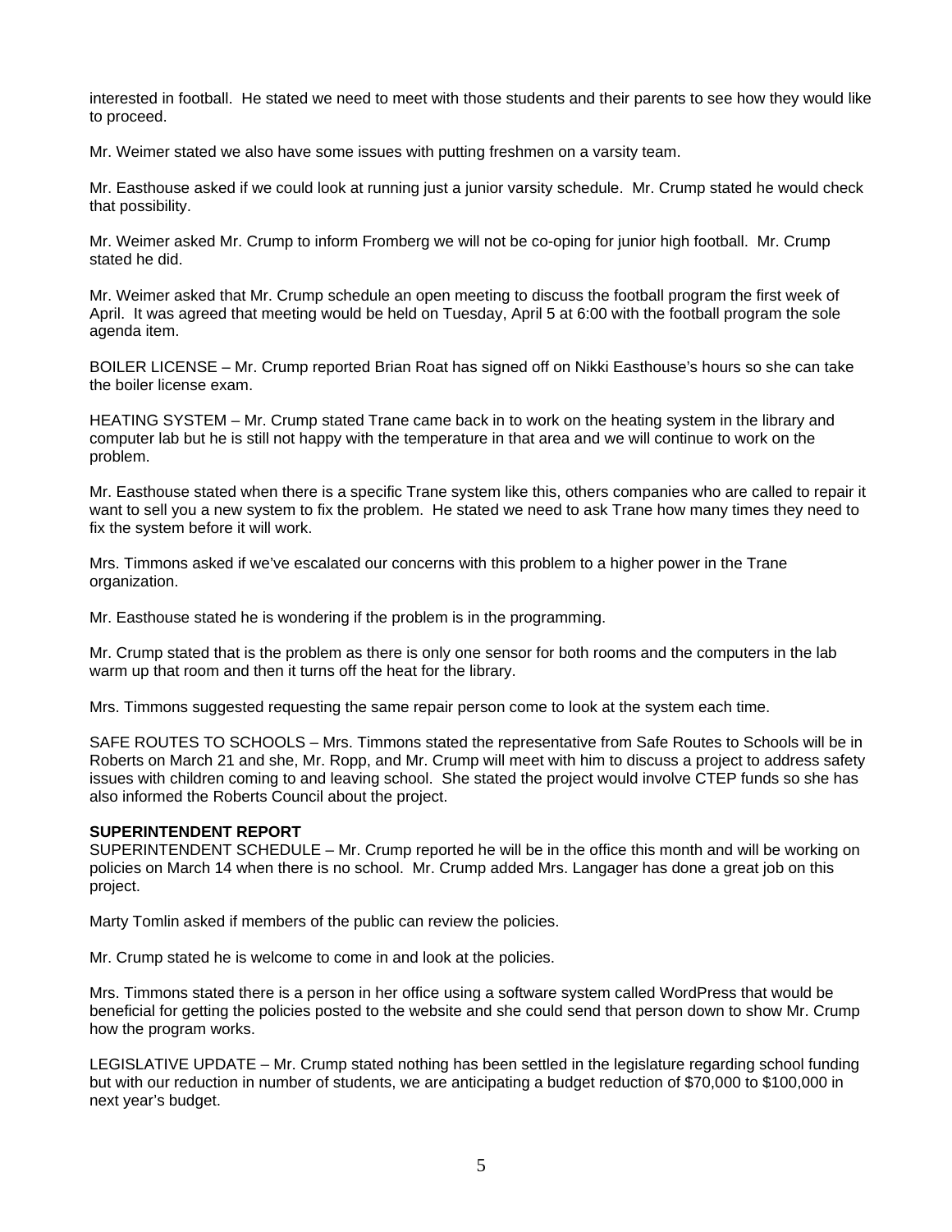interested in football. He stated we need to meet with those students and their parents to see how they would like to proceed.

Mr. Weimer stated we also have some issues with putting freshmen on a varsity team.

Mr. Easthouse asked if we could look at running just a junior varsity schedule. Mr. Crump stated he would check that possibility.

Mr. Weimer asked Mr. Crump to inform Fromberg we will not be co-oping for junior high football. Mr. Crump stated he did.

Mr. Weimer asked that Mr. Crump schedule an open meeting to discuss the football program the first week of April. It was agreed that meeting would be held on Tuesday, April 5 at 6:00 with the football program the sole agenda item.

BOILER LICENSE – Mr. Crump reported Brian Roat has signed off on Nikki Easthouse's hours so she can take the boiler license exam.

HEATING SYSTEM – Mr. Crump stated Trane came back in to work on the heating system in the library and computer lab but he is still not happy with the temperature in that area and we will continue to work on the problem.

Mr. Easthouse stated when there is a specific Trane system like this, others companies who are called to repair it want to sell you a new system to fix the problem. He stated we need to ask Trane how many times they need to fix the system before it will work.

Mrs. Timmons asked if we've escalated our concerns with this problem to a higher power in the Trane organization.

Mr. Easthouse stated he is wondering if the problem is in the programming.

Mr. Crump stated that is the problem as there is only one sensor for both rooms and the computers in the lab warm up that room and then it turns off the heat for the library.

Mrs. Timmons suggested requesting the same repair person come to look at the system each time.

SAFE ROUTES TO SCHOOLS – Mrs. Timmons stated the representative from Safe Routes to Schools will be in Roberts on March 21 and she, Mr. Ropp, and Mr. Crump will meet with him to discuss a project to address safety issues with children coming to and leaving school. She stated the project would involve CTEP funds so she has also informed the Roberts Council about the project.

**SUPERINTENDENT REPORT**

SUPERINTENDENT SCHEDULE – Mr. Crump reported he will be in the office this month and will be working on policies on March 14 when there is no school. Mr. Crump added Mrs. Langager has done a great job on this project.

Marty Tomlin asked if members of the public can review the policies.

Mr. Crump stated he is welcome to come in and look at the policies.

Mrs. Timmons stated there is a person in her office using a software system called WordPress that would be beneficial for getting the policies posted to the website and she could send that person down to show Mr. Crump how the program works.

LEGISLATIVE UPDATE – Mr. Crump stated nothing has been settled in the legislature regarding school funding but with our reduction in number of students, we are anticipating a budget reduction of $70,000 to $100,000 in next year's budget.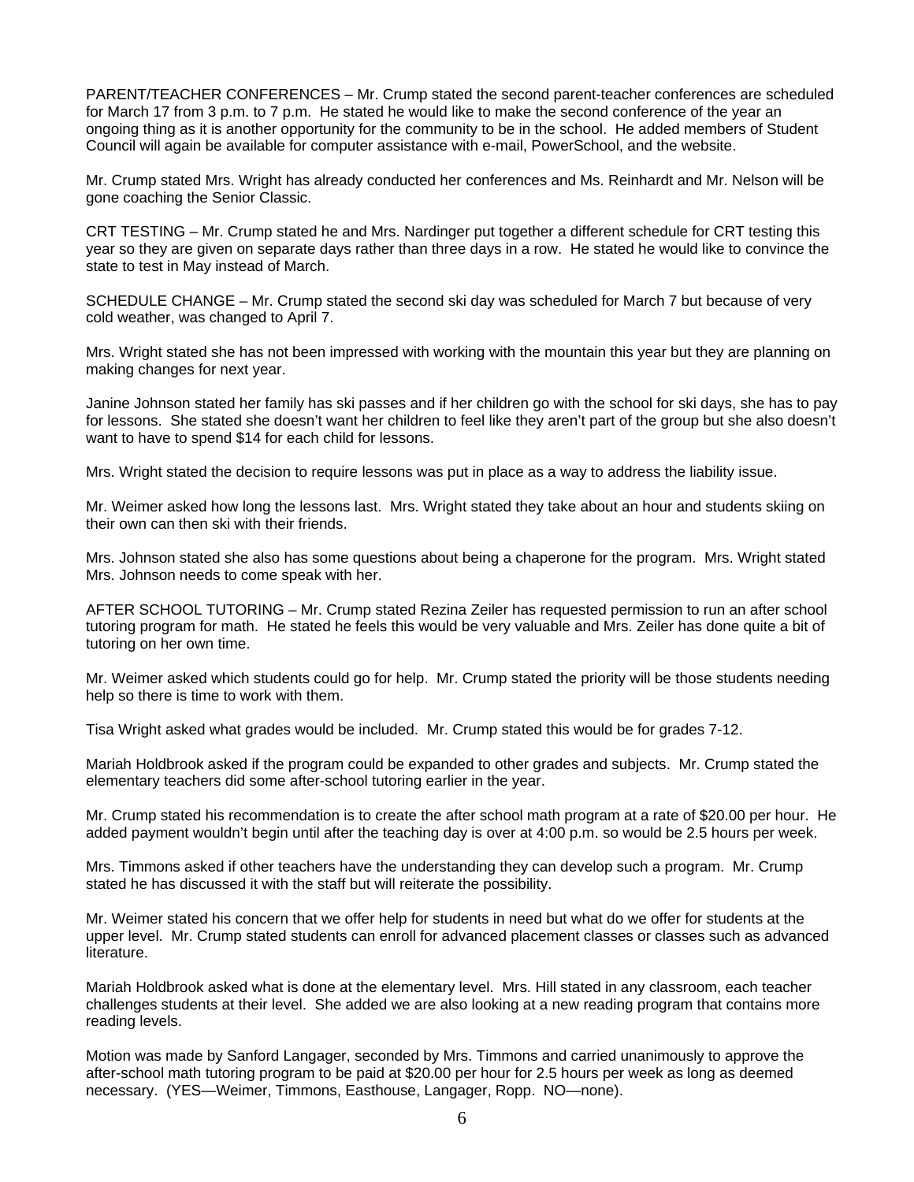PARENT/TEACHER CONFERENCES – Mr. Crump stated the second parent-teacher conferences are scheduled for March 17 from 3 p.m. to 7 p.m. He stated he would like to make the second conference of the year an ongoing thing as it is another opportunity for the community to be in the school. He added members of Student Council will again be available for computer assistance with e-mail, PowerSchool, and the website.

Mr. Crump stated Mrs. Wright has already conducted her conferences and Ms. Reinhardt and Mr. Nelson will be gone coaching the Senior Classic.

CRT TESTING – Mr. Crump stated he and Mrs. Nardinger put together a different schedule for CRT testing this year so they are given on separate days rather than three days in a row. He stated he would like to convince the state to test in May instead of March.

SCHEDULE CHANGE – Mr. Crump stated the second ski day was scheduled for March 7 but because of very cold weather, was changed to April 7.

Mrs. Wright stated she has not been impressed with working with the mountain this year but they are planning on making changes for next year.

Janine Johnson stated her family has ski passes and if her children go with the school for ski days, she has to pay for lessons. She stated she doesn't want her children to feel like they aren't part of the group but she also doesn't want to have to spend $14 for each child for lessons.

Mrs. Wright stated the decision to require lessons was put in place as a way to address the liability issue.

Mr. Weimer asked how long the lessons last. Mrs. Wright stated they take about an hour and students skiing on their own can then ski with their friends.

Mrs. Johnson stated she also has some questions about being a chaperone for the program. Mrs. Wright stated Mrs. Johnson needs to come speak with her.

AFTER SCHOOL TUTORING – Mr. Crump stated Rezina Zeiler has requested permission to run an after school tutoring program for math. He stated he feels this would be very valuable and Mrs. Zeiler has done quite a bit of tutoring on her own time.

Mr. Weimer asked which students could go for help. Mr. Crump stated the priority will be those students needing help so there is time to work with them.

Tisa Wright asked what grades would be included. Mr. Crump stated this would be for grades 7-12.

Mariah Holdbrook asked if the program could be expanded to other grades and subjects. Mr. Crump stated the elementary teachers did some after-school tutoring earlier in the year.

Mr. Crump stated his recommendation is to create the after school math program at a rate of $20.00 per hour. He added payment wouldn't begin until after the teaching day is over at 4:00 p.m. so would be 2.5 hours per week.

Mrs. Timmons asked if other teachers have the understanding they can develop such a program. Mr. Crump stated he has discussed it with the staff but will reiterate the possibility.

Mr. Weimer stated his concern that we offer help for students in need but what do we offer for students at the upper level. Mr. Crump stated students can enroll for advanced placement classes or classes such as advanced literature.

Mariah Holdbrook asked what is done at the elementary level. Mrs. Hill stated in any classroom, each teacher challenges students at their level. She added we are also looking at a new reading program that contains more reading levels.

Motion was made by Sanford Langager, seconded by Mrs. Timmons and carried unanimously to approve the after-school math tutoring program to be paid at $20.00 per hour for 2.5 hours per week as long as deemed necessary. (YES—Weimer, Timmons, Easthouse, Langager, Ropp. NO—none).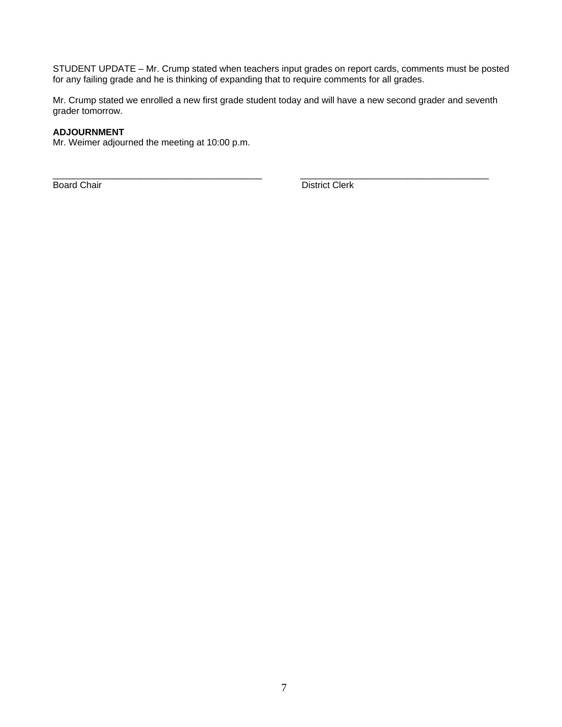STUDENT UPDATE – Mr. Crump stated when teachers input grades on report cards, comments must be posted for any failing grade and he is thinking of expanding that to require comments for all grades.

Mr. Crump stated we enrolled a new first grade student today and will have a new second grader and seventh grader tomorrow.

**ADJOURNMENT**
Mr. Weimer adjourned the meeting at 10:00 p.m.

| ___________________________________________ | ______________________________________ |
|---|---|
| Board Chair | District Clerk |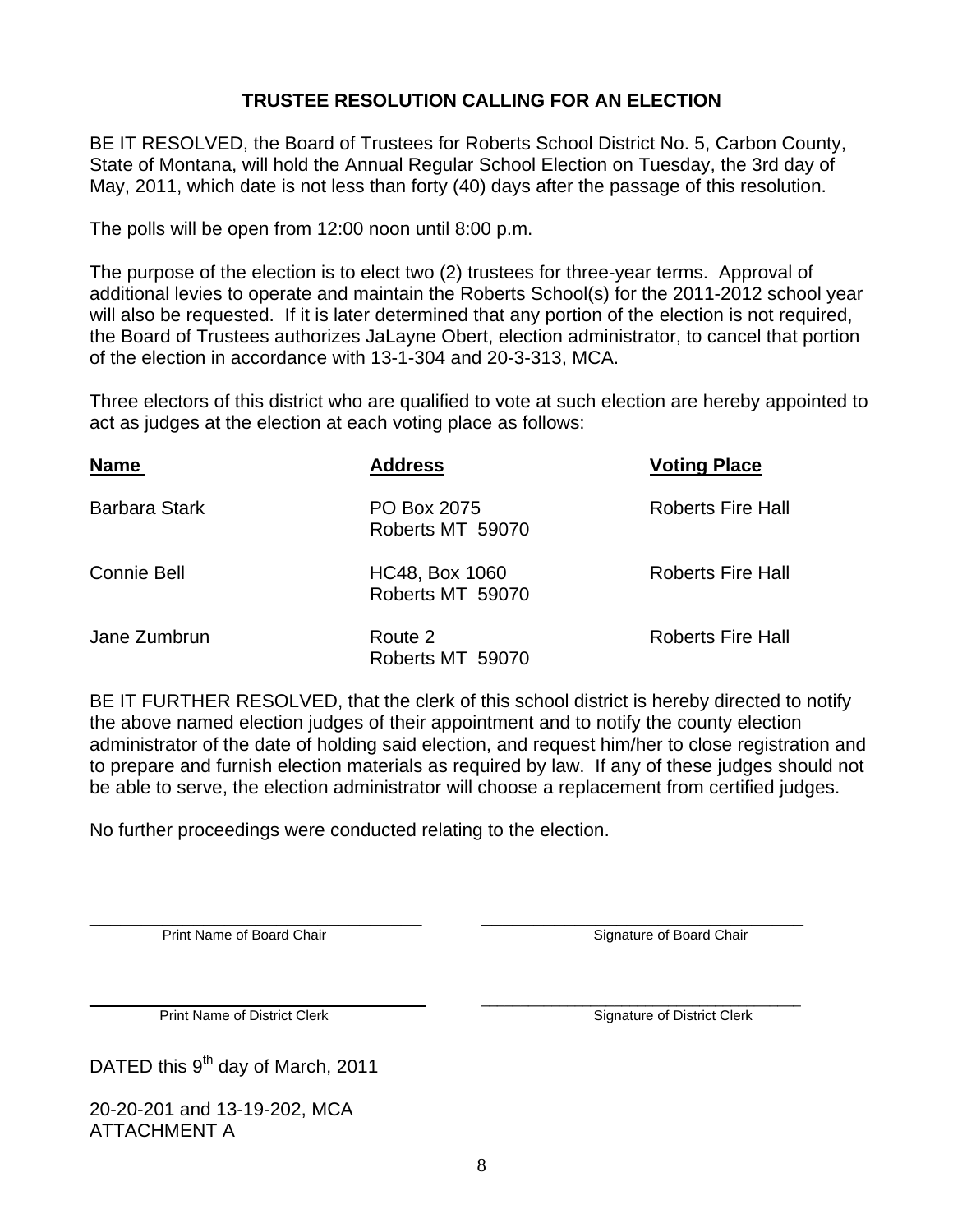## TRUSTEE RESOLUTION CALLING FOR AN ELECTION

BE IT RESOLVED, the Board of Trustees for Roberts School District No. 5, Carbon County, State of Montana, will hold the Annual Regular School Election on Tuesday, the 3rd day of May, 2011, which date is not less than forty (40) days after the passage of this resolution.

The polls will be open from 12:00 noon until 8:00 p.m.

The purpose of the election is to elect two (2) trustees for three-year terms. Approval of additional levies to operate and maintain the Roberts School(s) for the 2011-2012 school year will also be requested. If it is later determined that any portion of the election is not required, the Board of Trustees authorizes JaLayne Obert, election administrator, to cancel that portion of the election in accordance with 13-1-304 and 20-3-313, MCA.

Three electors of this district who are qualified to vote at such election are hereby appointed to act as judges at the election at each voting place as follows:

| Name | Address | Voting Place |
|---|---|---|
| Barbara Stark | PO Box 2075<br>Roberts MT 59070 | Roberts Fire Hall |
| Connie Bell | HC48, Box 1060<br>Roberts MT 59070 | Roberts Fire Hall |
| Jane Zumbrun | Route 2<br>Roberts MT 59070 | Roberts Fire Hall |

BE IT FURTHER RESOLVED, that the clerk of this school district is hereby directed to notify the above named election judges of their appointment and to notify the county election administrator of the date of holding said election, and request him/her to close registration and to prepare and furnish election materials as required by law. If any of these judges should not be able to serve, the election administrator will choose a replacement from certified judges.

No further proceedings were conducted relating to the election.

\_\_\_\_\_\_\_\_\_\_\_\_\_\_\_\_\_\_\_\_\_\_\_\_\_\_\_\_\_\_\_\_ \_\_\_\_\_\_\_\_\_\_\_\_\_\_\_\_\_\_\_\_\_\_\_\_\_\_\_\_\_\_\_\_
Print Name of Board Chair Signature of Board Chair

\_\_\_\_\_\_\_\_\_\_\_\_\_\_\_\_\_\_\_\_\_\_\_\_\_\_\_\_\_\_\_\_ \_\_\_\_\_\_\_\_\_\_\_\_\_\_\_\_\_\_\_\_\_\_\_\_\_\_\_\_\_\_\_\_
Print Name of District Clerk Signature of District Clerk

DATED this 9th day of March, 2011

20-20-201 and 13-19-202, MCA
ATTACHMENT A